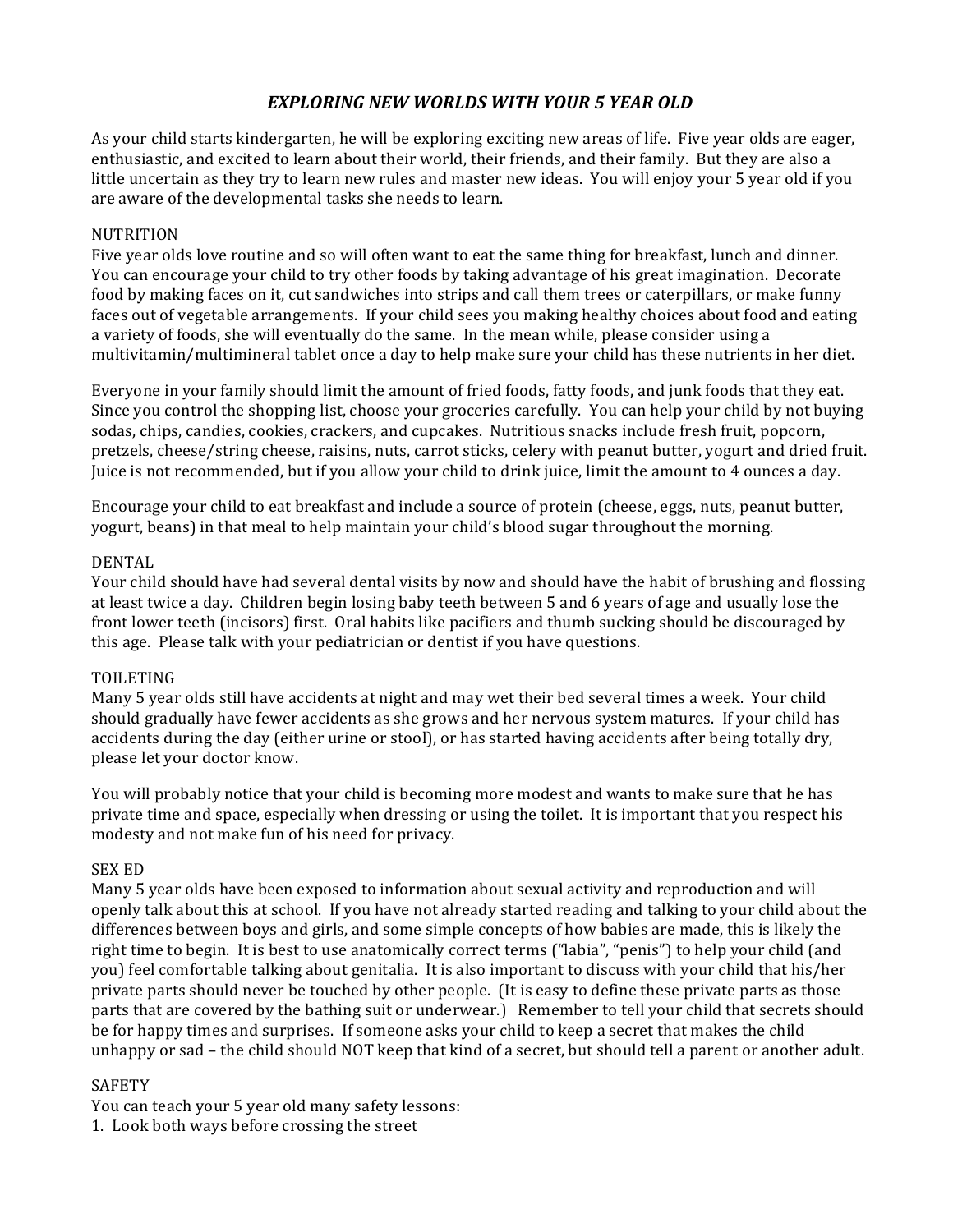# *EXPLORING NEW WORLDS WITH YOUR 5 YEAR OLD*

As your child starts kindergarten, he will be exploring exciting new areas of life. Five year olds are eager, enthusiastic, and excited to learn about their world, their friends, and their family. But they are also a little uncertain as they try to learn new rules and master new ideas. You will enjoy your 5 year old if you are aware of the developmental tasks she needs to learn.

## NUTRITION

Five year olds love routine and so will often want to eat the same thing for breakfast, lunch and dinner. You can encourage your child to try other foods by taking advantage of his great imagination. Decorate food by making faces on it, cut sandwiches into strips and call them trees or caterpillars, or make funny faces out of vegetable arrangements. If your child sees you making healthy choices about food and eating a variety of foods, she will eventually do the same. In the mean while, please consider using a multivitamin/multimineral tablet once a day to help make sure your child has these nutrients in her diet.

Everyone in your family should limit the amount of fried foods, fatty foods, and junk foods that they eat. Since you control the shopping list, choose your groceries carefully. You can help your child by not buying sodas, chips, candies, cookies, crackers, and cupcakes. Nutritious snacks include fresh fruit, popcorn, pretzels, cheese/string cheese, raisins, nuts, carrot sticks, celery with peanut butter, yogurt and dried fruit. Juice is not recommended, but if you allow your child to drink juice, limit the amount to 4 ounces a day.

Encourage your child to eat breakfast and include a source of protein (cheese, eggs, nuts, peanut butter, yogurt, beans) in that meal to help maintain your child's blood sugar throughout the morning.

## DENTAL

Your child should have had several dental visits by now and should have the habit of brushing and flossing at least twice a day. Children begin losing baby teeth between 5 and 6 years of age and usually lose the front lower teeth (incisors) first. Oral habits like pacifiers and thumb sucking should be discouraged by this age. Please talk with your pediatrician or dentist if you have questions.

## TOILETING

Many 5 year olds still have accidents at night and may wet their bed several times a week. Your child should gradually have fewer accidents as she grows and her nervous system matures. If your child has accidents during the day (either urine or stool), or has started having accidents after being totally dry, please let your doctor know.

You will probably notice that your child is becoming more modest and wants to make sure that he has private time and space, especially when dressing or using the toilet. It is important that you respect his modesty and not make fun of his need for privacy.

## SEX ED

Many 5 year olds have been exposed to information about sexual activity and reproduction and will openly talk about this at school. If you have not already started reading and talking to your child about the differences between boys and girls, and some simple concepts of how babies are made, this is likely the right time to begin. It is best to use anatomically correct terms ("labia", "penis") to help your child (and you) feel comfortable talking about genitalia. It is also important to discuss with your child that his/her private parts should never be touched by other people. (It is easy to define these private parts as those parts that are covered by the bathing suit or underwear.) Remember to tell your child that secrets should be for happy times and surprises. If someone asks your child to keep a secret that makes the child unhappy or sad – the child should NOT keep that kind of a secret, but should tell a parent or another adult.

## SAFETY

You can teach your 5 year old many safety lessons:

1. Look both ways before crossing the street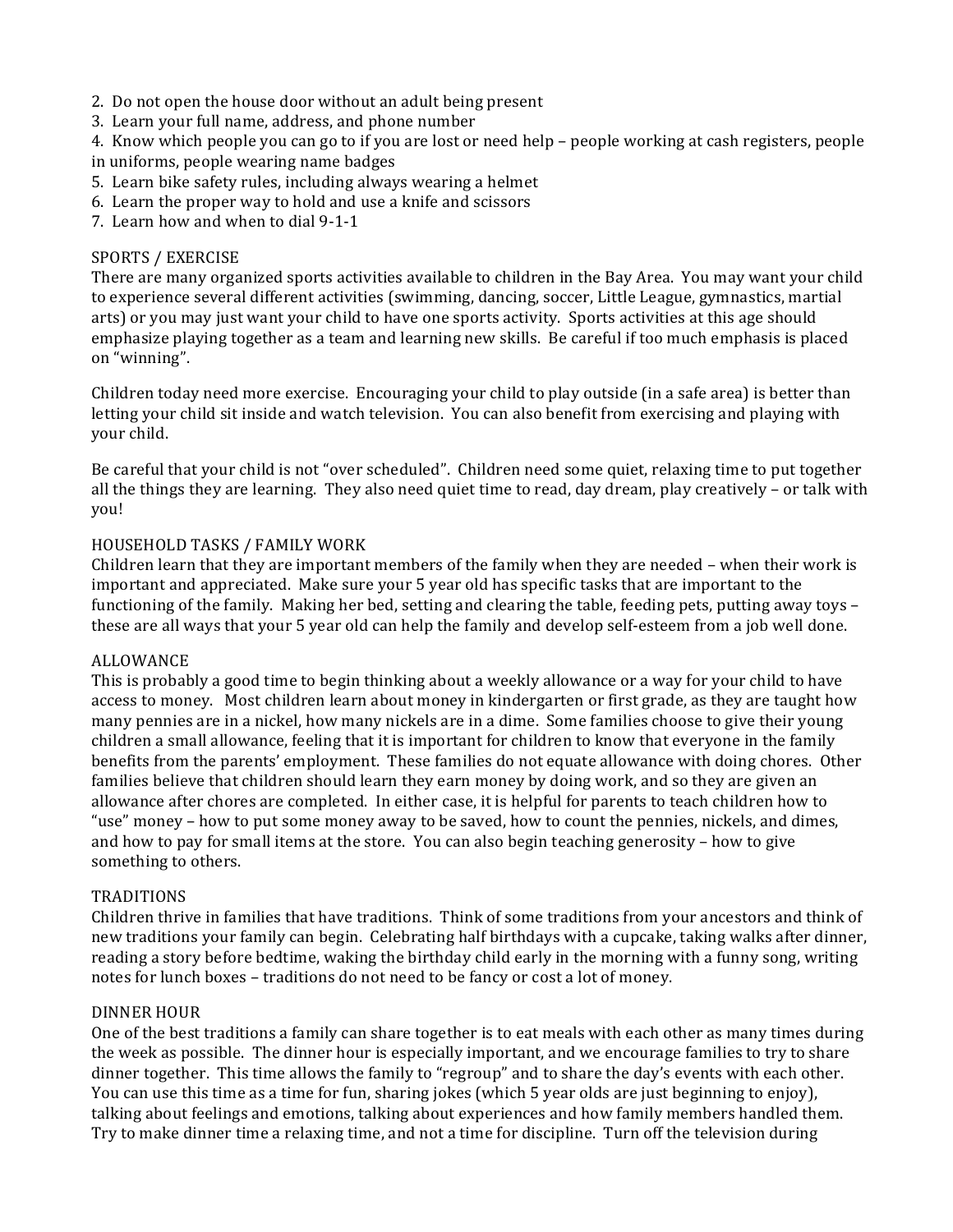2. Do not open the house door without an adult being present
3. Learn your full name, address, and phone number
4. Know which people you can go to if you are lost or need help – people working at cash registers, people in uniforms, people wearing name badges
5. Learn bike safety rules, including always wearing a helmet
6. Learn the proper way to hold and use a knife and scissors
7. Learn how and when to dial 9-1-1

## SPORTS / EXERCISE

There are many organized sports activities available to children in the Bay Area. You may want your child to experience several different activities (swimming, dancing, soccer, Little League, gymnastics, martial arts) or you may just want your child to have one sports activity. Sports activities at this age should emphasize playing together as a team and learning new skills. Be careful if too much emphasis is placed on "winning".

Children today need more exercise. Encouraging your child to play outside (in a safe area) is better than letting your child sit inside and watch television. You can also benefit from exercising and playing with your child.

Be careful that your child is not "over scheduled". Children need some quiet, relaxing time to put together all the things they are learning. They also need quiet time to read, day dream, play creatively – or talk with you!

## HOUSEHOLD TASKS / FAMILY WORK

Children learn that they are important members of the family when they are needed – when their work is important and appreciated. Make sure your 5 year old has specific tasks that are important to the functioning of the family. Making her bed, setting and clearing the table, feeding pets, putting away toys – these are all ways that your 5 year old can help the family and develop self-esteem from a job well done.

## ALLOWANCE

This is probably a good time to begin thinking about a weekly allowance or a way for your child to have access to money. Most children learn about money in kindergarten or first grade, as they are taught how many pennies are in a nickel, how many nickels are in a dime. Some families choose to give their young children a small allowance, feeling that it is important for children to know that everyone in the family benefits from the parents' employment. These families do not equate allowance with doing chores. Other families believe that children should learn they earn money by doing work, and so they are given an allowance after chores are completed. In either case, it is helpful for parents to teach children how to "use" money – how to put some money away to be saved, how to count the pennies, nickels, and dimes, and how to pay for small items at the store. You can also begin teaching generosity – how to give something to others.

## TRADITIONS

Children thrive in families that have traditions. Think of some traditions from your ancestors and think of new traditions your family can begin. Celebrating half birthdays with a cupcake, taking walks after dinner, reading a story before bedtime, waking the birthday child early in the morning with a funny song, writing notes for lunch boxes – traditions do not need to be fancy or cost a lot of money.

## DINNER HOUR

One of the best traditions a family can share together is to eat meals with each other as many times during the week as possible. The dinner hour is especially important, and we encourage families to try to share dinner together. This time allows the family to "regroup" and to share the day's events with each other. You can use this time as a time for fun, sharing jokes (which 5 year olds are just beginning to enjoy), talking about feelings and emotions, talking about experiences and how family members handled them. Try to make dinner time a relaxing time, and not a time for discipline. Turn off the television during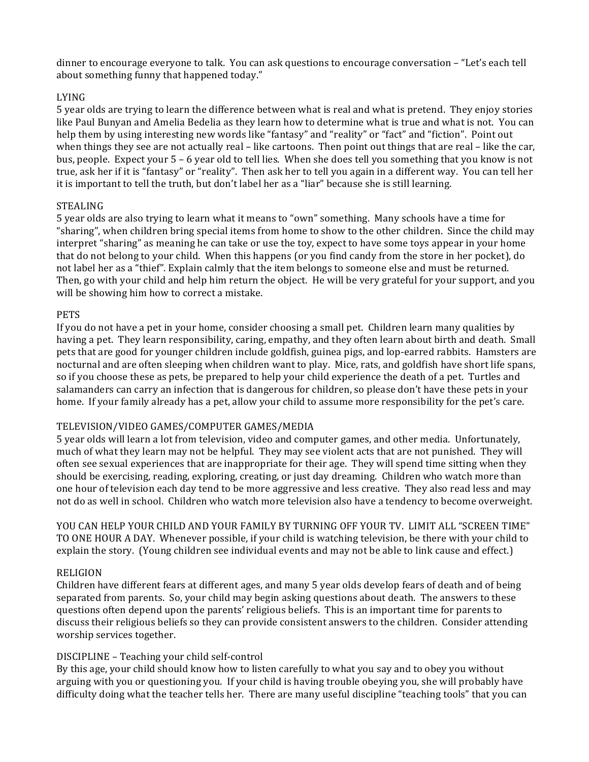dinner to encourage everyone to talk. You can ask questions to encourage conversation – "Let's each tell about something funny that happened today."

## LYING

5 year olds are trying to learn the difference between what is real and what is pretend. They enjoy stories like Paul Bunyan and Amelia Bedelia as they learn how to determine what is true and what is not. You can help them by using interesting new words like "fantasy" and "reality" or "fact" and "fiction". Point out when things they see are not actually real – like cartoons. Then point out things that are real – like the car, bus, people. Expect your 5 – 6 year old to tell lies. When she does tell you something that you know is not true, ask her if it is "fantasy" or "reality". Then ask her to tell you again in a different way. You can tell her it is important to tell the truth, but don't label her as a "liar" because she is still learning.

## STEALING

5 year olds are also trying to learn what it means to "own" something. Many schools have a time for "sharing", when children bring special items from home to show to the other children. Since the child may interpret "sharing" as meaning he can take or use the toy, expect to have some toys appear in your home that do not belong to your child. When this happens (or you find candy from the store in her pocket), do not label her as a "thief". Explain calmly that the item belongs to someone else and must be returned. Then, go with your child and help him return the object. He will be very grateful for your support, and you will be showing him how to correct a mistake.

## PETS

If you do not have a pet in your home, consider choosing a small pet. Children learn many qualities by having a pet. They learn responsibility, caring, empathy, and they often learn about birth and death. Small pets that are good for younger children include goldfish, guinea pigs, and lop-earred rabbits. Hamsters are nocturnal and are often sleeping when children want to play. Mice, rats, and goldfish have short life spans, so if you choose these as pets, be prepared to help your child experience the death of a pet. Turtles and salamanders can carry an infection that is dangerous for children, so please don't have these pets in your home. If your family already has a pet, allow your child to assume more responsibility for the pet's care.

## TELEVISION/VIDEO GAMES/COMPUTER GAMES/MEDIA

5 year olds will learn a lot from television, video and computer games, and other media. Unfortunately, much of what they learn may not be helpful. They may see violent acts that are not punished. They will often see sexual experiences that are inappropriate for their age. They will spend time sitting when they should be exercising, reading, exploring, creating, or just day dreaming. Children who watch more than one hour of television each day tend to be more aggressive and less creative. They also read less and may not do as well in school. Children who watch more television also have a tendency to become overweight.

YOU CAN HELP YOUR CHILD AND YOUR FAMILY BY TURNING OFF YOUR TV. LIMIT ALL "SCREEN TIME" TO ONE HOUR A DAY. Whenever possible, if your child is watching television, be there with your child to explain the story. (Young children see individual events and may not be able to link cause and effect.)

## RELIGION

Children have different fears at different ages, and many 5 year olds develop fears of death and of being separated from parents. So, your child may begin asking questions about death. The answers to these questions often depend upon the parents' religious beliefs. This is an important time for parents to discuss their religious beliefs so they can provide consistent answers to the children. Consider attending worship services together.

## DISCIPLINE – Teaching your child self-control

By this age, your child should know how to listen carefully to what you say and to obey you without arguing with you or questioning you. If your child is having trouble obeying you, she will probably have difficulty doing what the teacher tells her. There are many useful discipline "teaching tools" that you can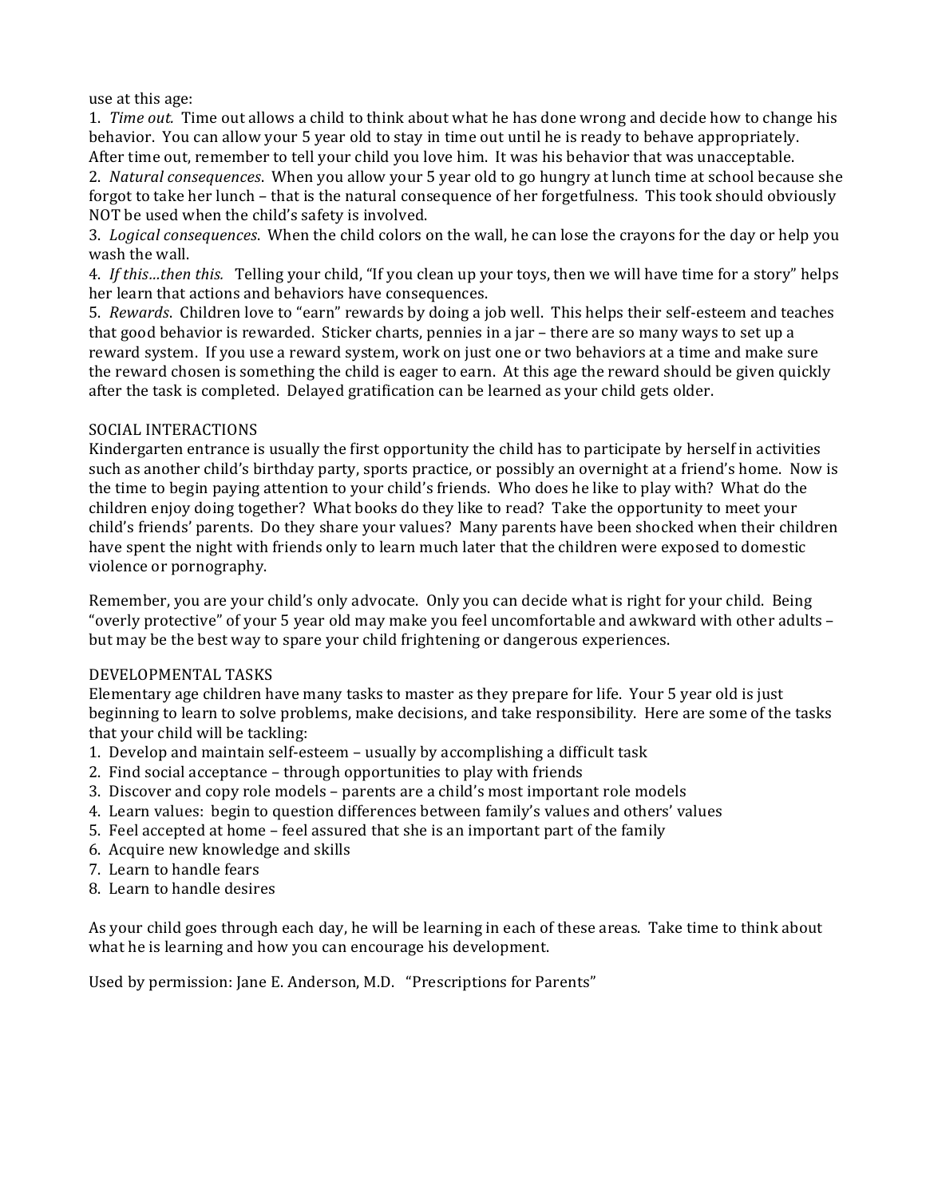use at this age:

1. *Time out.* Time out allows a child to think about what he has done wrong and decide how to change his behavior. You can allow your 5 year old to stay in time out until he is ready to behave appropriately. After time out, remember to tell your child you love him. It was his behavior that was unacceptable.
2. *Natural consequences*. When you allow your 5 year old to go hungry at lunch time at school because she forgot to take her lunch – that is the natural consequence of her forgetfulness. This took should obviously NOT be used when the child's safety is involved.
3. *Logical consequences*. When the child colors on the wall, he can lose the crayons for the day or help you wash the wall.
4. *If this…then this.* Telling your child, "If you clean up your toys, then we will have time for a story" helps her learn that actions and behaviors have consequences.
5. *Rewards*. Children love to "earn" rewards by doing a job well. This helps their self-esteem and teaches that good behavior is rewarded. Sticker charts, pennies in a jar – there are so many ways to set up a reward system. If you use a reward system, work on just one or two behaviors at a time and make sure the reward chosen is something the child is eager to earn. At this age the reward should be given quickly after the task is completed. Delayed gratification can be learned as your child gets older.

## SOCIAL INTERACTIONS

Kindergarten entrance is usually the first opportunity the child has to participate by herself in activities such as another child's birthday party, sports practice, or possibly an overnight at a friend's home. Now is the time to begin paying attention to your child's friends. Who does he like to play with? What do the children enjoy doing together? What books do they like to read? Take the opportunity to meet your child's friends' parents. Do they share your values? Many parents have been shocked when their children have spent the night with friends only to learn much later that the children were exposed to domestic violence or pornography.

Remember, you are your child's only advocate. Only you can decide what is right for your child. Being "overly protective" of your 5 year old may make you feel uncomfortable and awkward with other adults – but may be the best way to spare your child frightening or dangerous experiences.

## DEVELOPMENTAL TASKS

Elementary age children have many tasks to master as they prepare for life. Your 5 year old is just beginning to learn to solve problems, make decisions, and take responsibility. Here are some of the tasks that your child will be tackling:

1. Develop and maintain self-esteem – usually by accomplishing a difficult task
2. Find social acceptance – through opportunities to play with friends
3. Discover and copy role models – parents are a child's most important role models
4. Learn values: begin to question differences between family's values and others' values
5. Feel accepted at home – feel assured that she is an important part of the family
6. Acquire new knowledge and skills
7. Learn to handle fears
8. Learn to handle desires

As your child goes through each day, he will be learning in each of these areas. Take time to think about what he is learning and how you can encourage his development.

Used by permission: Jane E. Anderson, M.D. "Prescriptions for Parents"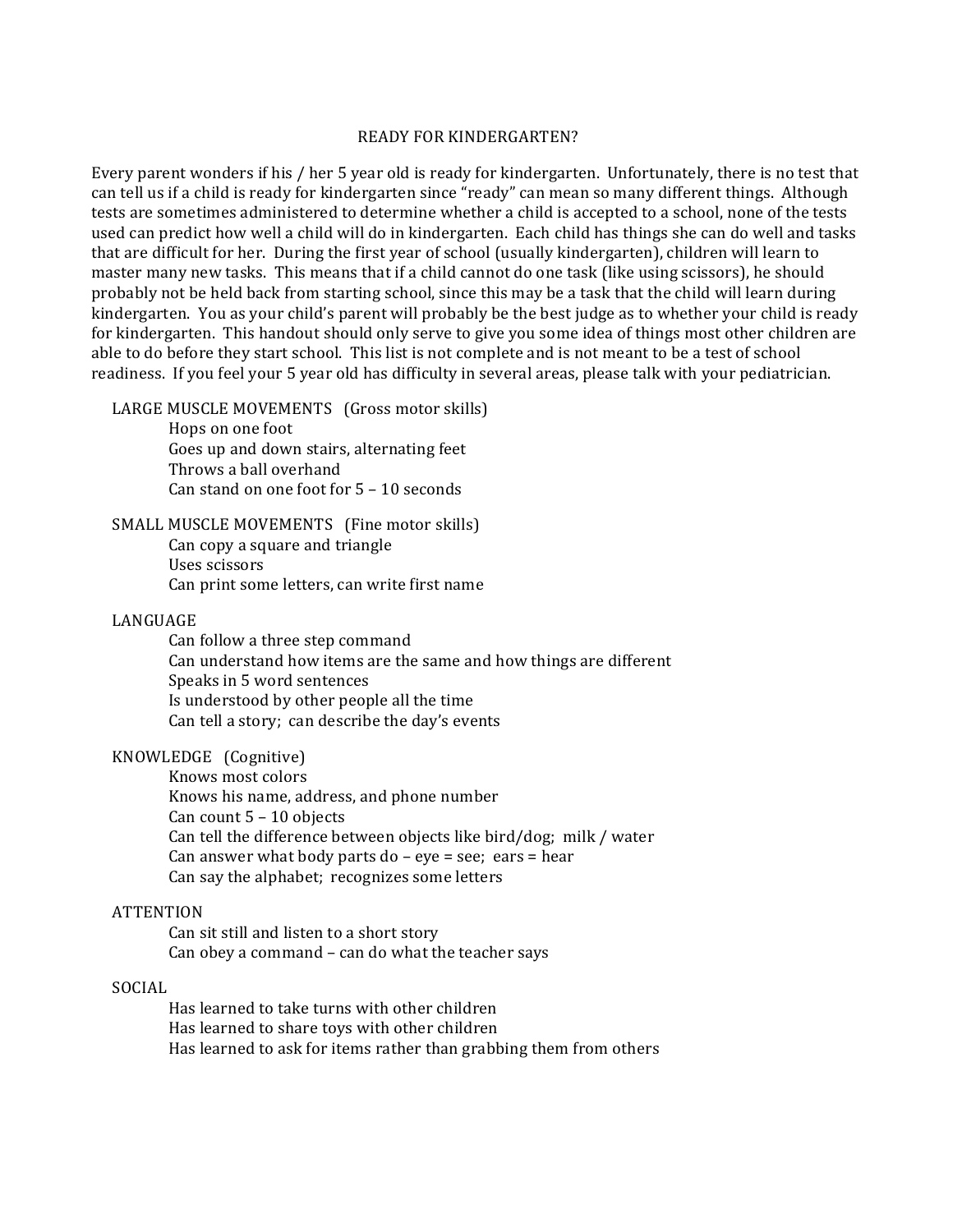# READY FOR KINDERGARTEN?

Every parent wonders if his / her 5 year old is ready for kindergarten. Unfortunately, there is no test that can tell us if a child is ready for kindergarten since "ready" can mean so many different things. Although tests are sometimes administered to determine whether a child is accepted to a school, none of the tests used can predict how well a child will do in kindergarten. Each child has things she can do well and tasks that are difficult for her. During the first year of school (usually kindergarten), children will learn to master many new tasks. This means that if a child cannot do one task (like using scissors), he should probably not be held back from starting school, since this may be a task that the child will learn during kindergarten. You as your child's parent will probably be the best judge as to whether your child is ready for kindergarten. This handout should only serve to give you some idea of things most other children are able to do before they start school. This list is not complete and is not meant to be a test of school readiness. If you feel your 5 year old has difficulty in several areas, please talk with your pediatrician.

## LARGE MUSCLE MOVEMENTS (Gross motor skills)

- Hops on one foot
- Goes up and down stairs, alternating feet
- Throws a ball overhand
- Can stand on one foot for 5 – 10 seconds

## SMALL MUSCLE MOVEMENTS (Fine motor skills)

- Can copy a square and triangle
- Uses scissors
- Can print some letters, can write first name

## LANGUAGE

- Can follow a three step command
- Can understand how items are the same and how things are different
- Speaks in 5 word sentences
- Is understood by other people all the time
- Can tell a story; can describe the day's events

## KNOWLEDGE (Cognitive)

- Knows most colors
- Knows his name, address, and phone number
- Can count 5 – 10 objects
- Can tell the difference between objects like bird/dog; milk / water
- Can answer what body parts do – eye = see; ears = hear
- Can say the alphabet; recognizes some letters

## ATTENTION

- Can sit still and listen to a short story
- Can obey a command – can do what the teacher says

## SOCIAL

- Has learned to take turns with other children
- Has learned to share toys with other children
- Has learned to ask for items rather than grabbing them from others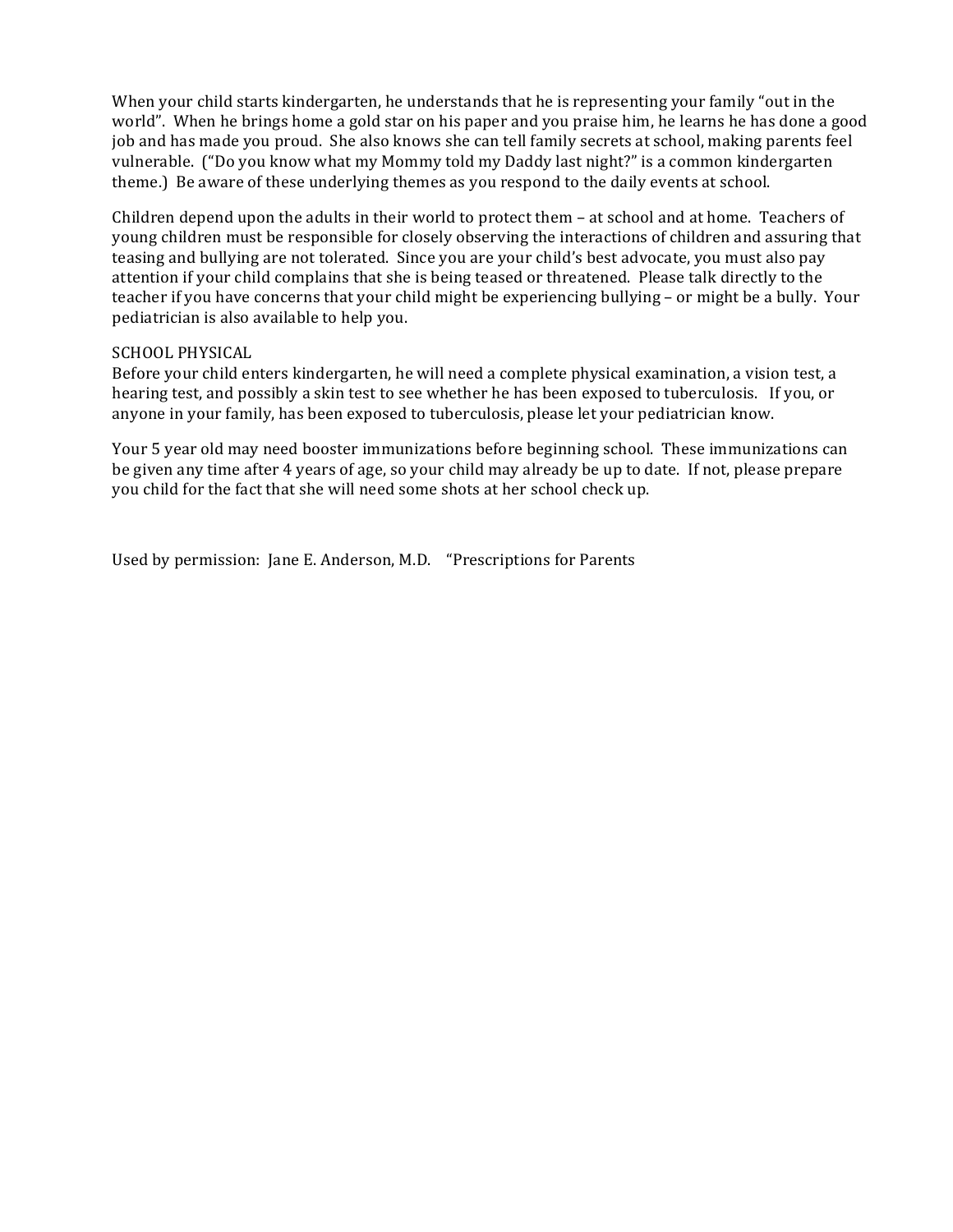When your child starts kindergarten, he understands that he is representing your family "out in the world". When he brings home a gold star on his paper and you praise him, he learns he has done a good job and has made you proud. She also knows she can tell family secrets at school, making parents feel vulnerable. ("Do you know what my Mommy told my Daddy last night?" is a common kindergarten theme.) Be aware of these underlying themes as you respond to the daily events at school.

Children depend upon the adults in their world to protect them – at school and at home. Teachers of young children must be responsible for closely observing the interactions of children and assuring that teasing and bullying are not tolerated. Since you are your child's best advocate, you must also pay attention if your child complains that she is being teased or threatened. Please talk directly to the teacher if you have concerns that your child might be experiencing bullying – or might be a bully. Your pediatrician is also available to help you.

SCHOOL PHYSICAL

Before your child enters kindergarten, he will need a complete physical examination, a vision test, a hearing test, and possibly a skin test to see whether he has been exposed to tuberculosis. If you, or anyone in your family, has been exposed to tuberculosis, please let your pediatrician know.

Your 5 year old may need booster immunizations before beginning school. These immunizations can be given any time after 4 years of age, so your child may already be up to date. If not, please prepare you child for the fact that she will need some shots at her school check up.

Used by permission: Jane E. Anderson, M.D. "Prescriptions for Parents